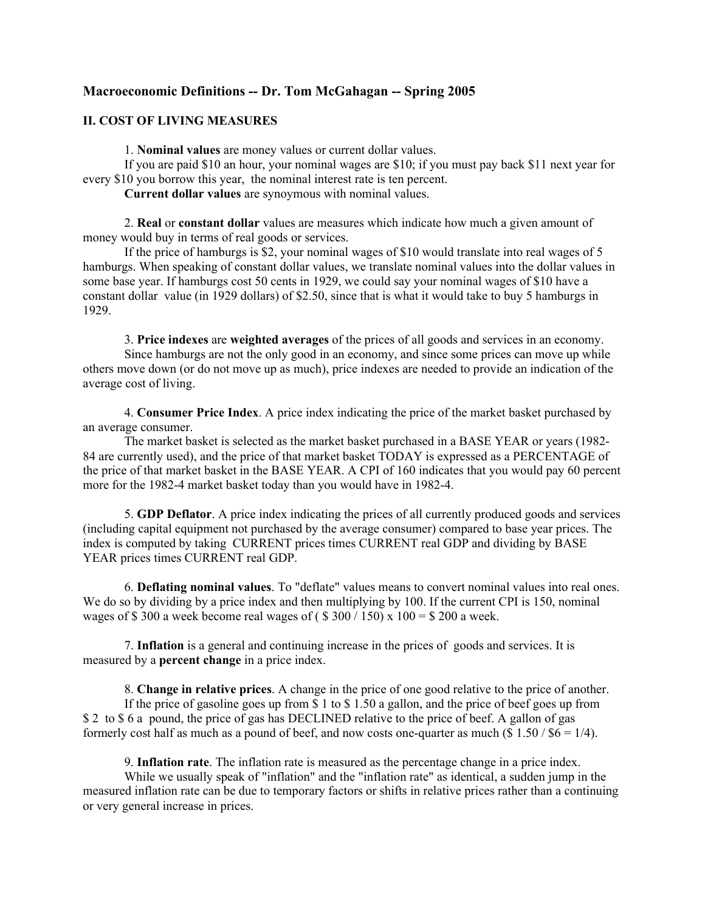# Macroeconomic Definitions -- Dr. Tom McGahagan -- Spring 2005

## II. COST OF LIVING MEASURES

1. **Nominal values** are money values or current dollar values.

If you are paid $10 an hour, your nominal wages are $10; if you must pay back $11 next year for every $10 you borrow this year, the nominal interest rate is ten percent.

**Current dollar values** are synoymous with nominal values.

2. **Real** or **constant dollar** values are measures which indicate how much a given amount of money would buy in terms of real goods or services.

If the price of hamburgs is $2, your nominal wages of $10 would translate into real wages of 5 hamburgs. When speaking of constant dollar values, we translate nominal values into the dollar values in some base year. If hamburgs cost 50 cents in 1929, we could say your nominal wages of $10 have a constant dollar value (in 1929 dollars) of $2.50, since that is what it would take to buy 5 hamburgs in 1929.

3. **Price indexes** are **weighted averages** of the prices of all goods and services in an economy.

Since hamburgs are not the only good in an economy, and since some prices can move up while others move down (or do not move up as much), price indexes are needed to provide an indication of the average cost of living.

4. **Consumer Price Index**. A price index indicating the price of the market basket purchased by an average consumer.

The market basket is selected as the market basket purchased in a BASE YEAR or years (1982-84 are currently used), and the price of that market basket TODAY is expressed as a PERCENTAGE of the price of that market basket in the BASE YEAR. A CPI of 160 indicates that you would pay 60 percent more for the 1982-4 market basket today than you would have in 1982-4.

5. **GDP Deflator**. A price index indicating the prices of all currently produced goods and services (including capital equipment not purchased by the average consumer) compared to base year prices. The index is computed by taking CURRENT prices times CURRENT real GDP and dividing by BASE YEAR prices times CURRENT real GDP.

6. **Deflating nominal values**. To "deflate" values means to convert nominal values into real ones. We do so by dividing by a price index and then multiplying by 100. If the current CPI is 150, nominal wages of $ 300 a week become real wages of ( $ 300 / 150) x 100 = $ 200 a week.

7. **Inflation** is a general and continuing increase in the prices of goods and services. It is measured by a **percent change** in a price index.

8. **Change in relative prices**. A change in the price of one good relative to the price of another.

If the price of gasoline goes up from $ 1 to $ 1.50 a gallon, and the price of beef goes up from $ 2 to $ 6 a pound, the price of gas has DECLINED relative to the price of beef. A gallon of gas formerly cost half as much as a pound of beef, and now costs one-quarter as much ($ 1.50 / $6 = 1/4).

9. **Inflation rate**. The inflation rate is measured as the percentage change in a price index.

While we usually speak of "inflation" and the "inflation rate" as identical, a sudden jump in the measured inflation rate can be due to temporary factors or shifts in relative prices rather than a continuing or very general increase in prices.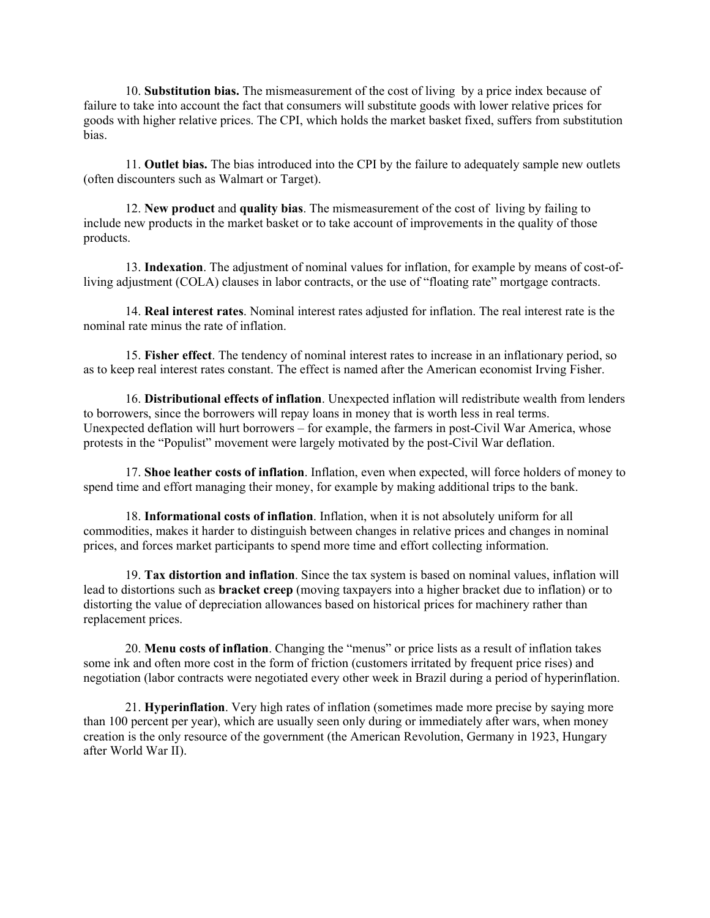10. **Substitution bias.** The mismeasurement of the cost of living by a price index because of failure to take into account the fact that consumers will substitute goods with lower relative prices for goods with higher relative prices. The CPI, which holds the market basket fixed, suffers from substitution bias.

11. **Outlet bias.** The bias introduced into the CPI by the failure to adequately sample new outlets (often discounters such as Walmart or Target).

12. **New product** and **quality bias**. The mismeasurement of the cost of living by failing to include new products in the market basket or to take account of improvements in the quality of those products.

13. **Indexation**. The adjustment of nominal values for inflation, for example by means of cost-of-living adjustment (COLA) clauses in labor contracts, or the use of "floating rate" mortgage contracts.

14. **Real interest rates**. Nominal interest rates adjusted for inflation. The real interest rate is the nominal rate minus the rate of inflation.

15. **Fisher effect**. The tendency of nominal interest rates to increase in an inflationary period, so as to keep real interest rates constant. The effect is named after the American economist Irving Fisher.

16. **Distributional effects of inflation**. Unexpected inflation will redistribute wealth from lenders to borrowers, since the borrowers will repay loans in money that is worth less in real terms. Unexpected deflation will hurt borrowers – for example, the farmers in post-Civil War America, whose protests in the "Populist" movement were largely motivated by the post-Civil War deflation.

17. **Shoe leather costs of inflation**. Inflation, even when expected, will force holders of money to spend time and effort managing their money, for example by making additional trips to the bank.

18. **Informational costs of inflation**. Inflation, when it is not absolutely uniform for all commodities, makes it harder to distinguish between changes in relative prices and changes in nominal prices, and forces market participants to spend more time and effort collecting information.

19. **Tax distortion and inflation**. Since the tax system is based on nominal values, inflation will lead to distortions such as **bracket creep** (moving taxpayers into a higher bracket due to inflation) or to distorting the value of depreciation allowances based on historical prices for machinery rather than replacement prices.

20. **Menu costs of inflation**. Changing the "menus" or price lists as a result of inflation takes some ink and often more cost in the form of friction (customers irritated by frequent price rises) and negotiation (labor contracts were negotiated every other week in Brazil during a period of hyperinflation.

21. **Hyperinflation**. Very high rates of inflation (sometimes made more precise by saying more than 100 percent per year), which are usually seen only during or immediately after wars, when money creation is the only resource of the government (the American Revolution, Germany in 1923, Hungary after World War II).